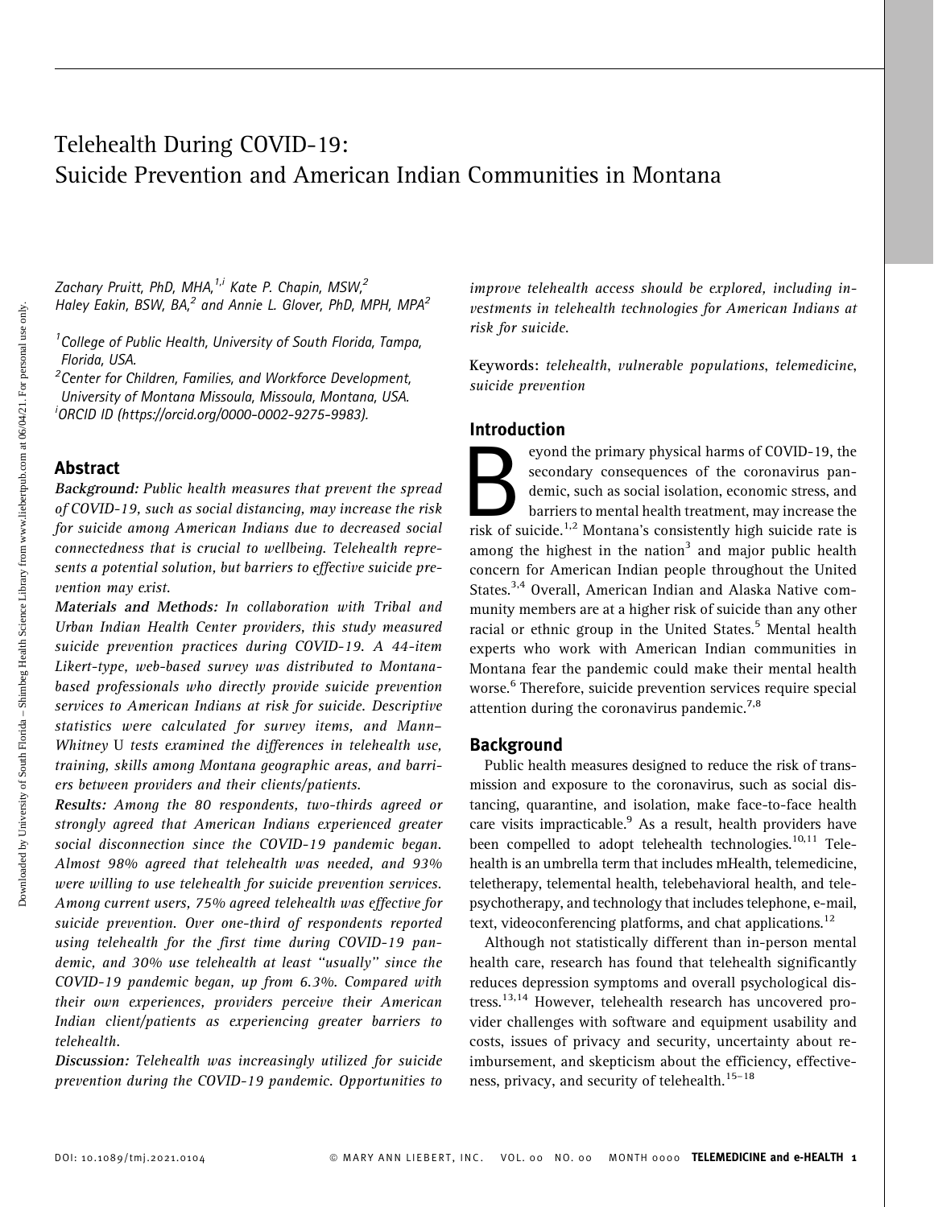# Telehealth During COVID-19: Suicide Prevention and American Indian Communities in Montana

*Zachary Pruitt, PhD, MHA,[1,i] Kate P. Chapin, MSW,[2] Haley Eakin, BSW, BA,[2] and Annie L. Glover, PhD, MPH, MPA[2]*

[1]College of Public Health, University of South Florida, Tampa, Florida, USA.
[2]Center for Children, Families, and Workforce Development, University of Montana Missoula, Missoula, Montana, USA.
[i]ORCID ID (https://orcid.org/0000-0002-9275-9983).

## Abstract

***Background:*** *Public health measures that prevent the spread of COVID-19, such as social distancing, may increase the risk for suicide among American Indians due to decreased social connectedness that is crucial to wellbeing. Telehealth represents a potential solution, but barriers to effective suicide prevention may exist.*

***Materials and Methods:*** *In collaboration with Tribal and Urban Indian Health Center providers, this study measured suicide prevention practices during COVID-19. A 44-item Likert-type, web-based survey was distributed to Montana-based professionals who directly provide suicide prevention services to American Indians at risk for suicide. Descriptive statistics were calculated for survey items, and Mann–Whitney U tests examined the differences in telehealth use, training, skills among Montana geographic areas, and barriers between providers and their clients/patients.*

***Results:*** *Among the 80 respondents, two-thirds agreed or strongly agreed that American Indians experienced greater social disconnection since the COVID-19 pandemic began. Almost 98% agreed that telehealth was needed, and 93% were willing to use telehealth for suicide prevention services. Among current users, 75% agreed telehealth was effective for suicide prevention. Over one-third of respondents reported using telehealth for the first time during COVID-19 pandemic, and 30% use telehealth at least "usually" since the COVID-19 pandemic began, up from 6.3%. Compared with their own experiences, providers perceive their American Indian client/patients as experiencing greater barriers to telehealth.*

***Discussion:*** *Telehealth was increasingly utilized for suicide prevention during the COVID-19 pandemic. Opportunities to improve telehealth access should be explored, including investments in telehealth technologies for American Indians at risk for suicide.*

**Keywords:** *telehealth, vulnerable populations, telemedicine, suicide prevention*

## Introduction

Beyond the primary physical harms of COVID-19, the secondary consequences of the coronavirus pandemic, such as social isolation, economic stress, and barriers to mental health treatment, may increase the risk of suicide.[1,2] Montana's consistently high suicide rate is among the highest in the nation[3] and major public health concern for American Indian people throughout the United States.[3,4] Overall, American Indian and Alaska Native community members are at a higher risk of suicide than any other racial or ethnic group in the United States.[5] Mental health experts who work with American Indian communities in Montana fear the pandemic could make their mental health worse.[6] Therefore, suicide prevention services require special attention during the coronavirus pandemic.[7,8]

## Background

Public health measures designed to reduce the risk of transmission and exposure to the coronavirus, such as social distancing, quarantine, and isolation, make face-to-face health care visits impracticable.[9] As a result, health providers have been compelled to adopt telehealth technologies.[10,11] Telehealth is an umbrella term that includes mHealth, telemedicine, teletherapy, telemental health, telebehavioral health, and telepsychotherapy, and technology that includes telephone, e-mail, text, videoconferencing platforms, and chat applications.[12]

Although not statistically different than in-person mental health care, research has found that telehealth significantly reduces depression symptoms and overall psychological distress.[13,14] However, telehealth research has uncovered provider challenges with software and equipment usability and costs, issues of privacy and security, uncertainty about reimbursement, and skepticism about the efficiency, effectiveness, privacy, and security of telehealth.[15–18]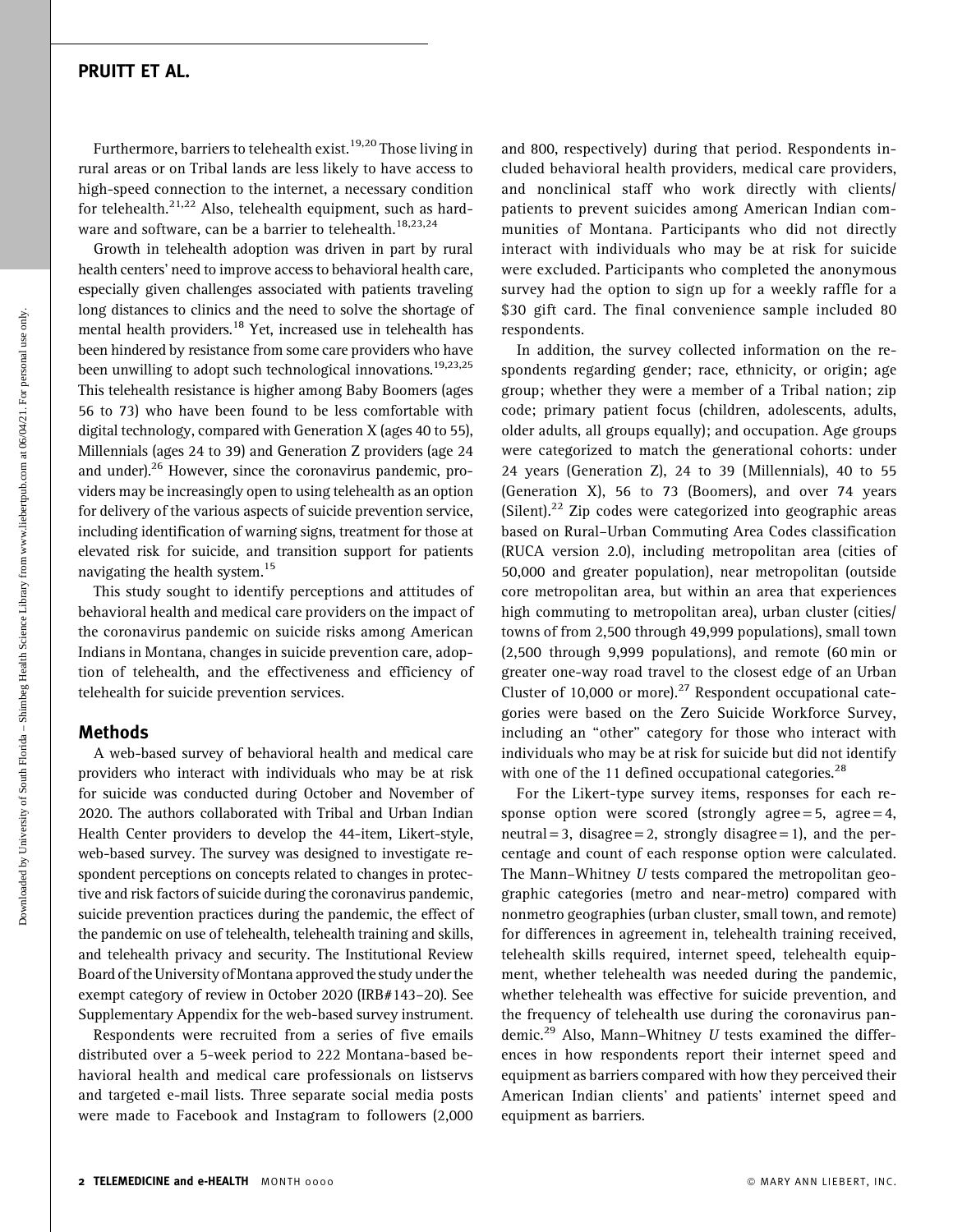Furthermore, barriers to telehealth exist.[19,20] Those living in rural areas or on Tribal lands are less likely to have access to high-speed connection to the internet, a necessary condition for telehealth.[21,22] Also, telehealth equipment, such as hardware and software, can be a barrier to telehealth.[18,23,24]

Growth in telehealth adoption was driven in part by rural health centers' need to improve access to behavioral health care, especially given challenges associated with patients traveling long distances to clinics and the need to solve the shortage of mental health providers.[18] Yet, increased use in telehealth has been hindered by resistance from some care providers who have been unwilling to adopt such technological innovations.[19,23,25] This telehealth resistance is higher among Baby Boomers (ages 56 to 73) who have been found to be less comfortable with digital technology, compared with Generation X (ages 40 to 55), Millennials (ages 24 to 39) and Generation Z providers (age 24 and under).[26] However, since the coronavirus pandemic, providers may be increasingly open to using telehealth as an option for delivery of the various aspects of suicide prevention service, including identification of warning signs, treatment for those at elevated risk for suicide, and transition support for patients navigating the health system.[15]

This study sought to identify perceptions and attitudes of behavioral health and medical care providers on the impact of the coronavirus pandemic on suicide risks among American Indians in Montana, changes in suicide prevention care, adoption of telehealth, and the effectiveness and efficiency of telehealth for suicide prevention services.

## Methods

A web-based survey of behavioral health and medical care providers who interact with individuals who may be at risk for suicide was conducted during October and November of 2020. The authors collaborated with Tribal and Urban Indian Health Center providers to develop the 44-item, Likert-style, web-based survey. The survey was designed to investigate respondent perceptions on concepts related to changes in protective and risk factors of suicide during the coronavirus pandemic, suicide prevention practices during the pandemic, the effect of the pandemic on use of telehealth, telehealth training and skills, and telehealth privacy and security. The Institutional Review Board of the University of Montana approved the study under the exempt category of review in October 2020 (IRB#143–20). See Supplementary Appendix for the web-based survey instrument.

Respondents were recruited from a series of five emails distributed over a 5-week period to 222 Montana-based behavioral health and medical care professionals on listservs and targeted e-mail lists. Three separate social media posts were made to Facebook and Instagram to followers (2,000 and 800, respectively) during that period. Respondents included behavioral health providers, medical care providers, and nonclinical staff who work directly with clients/patients to prevent suicides among American Indian communities of Montana. Participants who did not directly interact with individuals who may be at risk for suicide were excluded. Participants who completed the anonymous survey had the option to sign up for a weekly raffle for a $30 gift card. The final convenience sample included 80 respondents.

In addition, the survey collected information on the respondents regarding gender; race, ethnicity, or origin; age group; whether they were a member of a Tribal nation; zip code; primary patient focus (children, adolescents, adults, older adults, all groups equally); and occupation. Age groups were categorized to match the generational cohorts: under 24 years (Generation Z), 24 to 39 (Millennials), 40 to 55 (Generation X), 56 to 73 (Boomers), and over 74 years (Silent).[22] Zip codes were categorized into geographic areas based on Rural–Urban Commuting Area Codes classification (RUCA version 2.0), including metropolitan area (cities of 50,000 and greater population), near metropolitan (outside core metropolitan area, but within an area that experiences high commuting to metropolitan area), urban cluster (cities/towns of from 2,500 through 49,999 populations), small town (2,500 through 9,999 populations), and remote (60 min or greater one-way road travel to the closest edge of an Urban Cluster of 10,000 or more).[27] Respondent occupational categories were based on the Zero Suicide Workforce Survey, including an "other" category for those who interact with individuals who may be at risk for suicide but did not identify with one of the 11 defined occupational categories.[28]

For the Likert-type survey items, responses for each response option were scored (strongly agree = 5, agree = 4, neutral = 3, disagree = 2, strongly disagree = 1), and the percentage and count of each response option were calculated. The Mann–Whitney *U* tests compared the metropolitan geographic categories (metro and near-metro) compared with nonmetro geographies (urban cluster, small town, and remote) for differences in agreement in, telehealth training received, telehealth skills required, internet speed, telehealth equipment, whether telehealth was needed during the pandemic, whether telehealth was effective for suicide prevention, and the frequency of telehealth use during the coronavirus pandemic.[29] Also, Mann–Whitney *U* tests examined the differences in how respondents report their internet speed and equipment as barriers compared with how they perceived their American Indian clients' and patients' internet speed and equipment as barriers.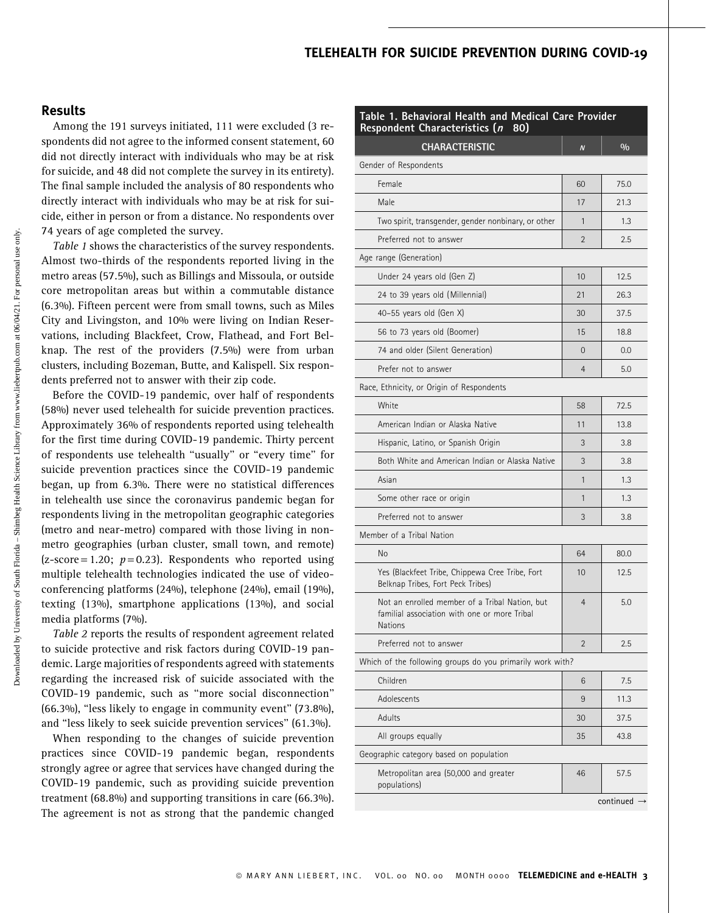## Results

Among the 191 surveys initiated, 111 were excluded (3 respondents did not agree to the informed consent statement, 60 did not directly interact with individuals who may be at risk for suicide, and 48 did not complete the survey in its entirety). The final sample included the analysis of 80 respondents who directly interact with individuals who may be at risk for suicide, either in person or from a distance. No respondents over 74 years of age completed the survey.

*Table 1* shows the characteristics of the survey respondents. Almost two-thirds of the respondents reported living in the metro areas (57.5%), such as Billings and Missoula, or outside core metropolitan areas but within a commutable distance (6.3%). Fifteen percent were from small towns, such as Miles City and Livingston, and 10% were living on Indian Reservations, including Blackfeet, Crow, Flathead, and Fort Belknap. The rest of the providers (7.5%) were from urban clusters, including Bozeman, Butte, and Kalispell. Six respondents preferred not to answer with their zip code.

Before the COVID-19 pandemic, over half of respondents (58%) never used telehealth for suicide prevention practices. Approximately 36% of respondents reported using telehealth for the first time during COVID-19 pandemic. Thirty percent of respondents use telehealth "usually" or "every time" for suicide prevention practices since the COVID-19 pandemic began, up from 6.3%. There were no statistical differences in telehealth use since the coronavirus pandemic began for respondents living in the metropolitan geographic categories (metro and near-metro) compared with those living in nonmetro geographies (urban cluster, small town, and remote) ($z\text{-score} = 1.20$; $p = 0.23$). Respondents who reported using multiple telehealth technologies indicated the use of videoconferencing platforms (24%), telephone (24%), email (19%), texting (13%), smartphone applications (13%), and social media platforms (7%).

*Table 2* reports the results of respondent agreement related to suicide protective and risk factors during COVID-19 pandemic. Large majorities of respondents agreed with statements regarding the increased risk of suicide associated with the COVID-19 pandemic, such as "more social disconnection" (66.3%), "less likely to engage in community event" (73.8%), and "less likely to seek suicide prevention services" (61.3%).

When responding to the changes of suicide prevention practices since COVID-19 pandemic began, respondents strongly agree or agree that services have changed during the COVID-19 pandemic, such as providing suicide prevention treatment (68.8%) and supporting transitions in care (66.3%). The agreement is not as strong that the pandemic changed

**Table 1. Behavioral Health and Medical Care Provider Respondent Characteristics ($n = 80$)**

| CHARACTERISTIC | *N* | % |
|---|---|---|
| Gender of Respondents | | |
| Female | 60 | 75.0 |
| Male | 17 | 21.3 |
| Two spirit, transgender, gender nonbinary, or other | 1 | 1.3 |
| Preferred not to answer | 2 | 2.5 |
| Age range (Generation) | | |
| Under 24 years old (Gen Z) | 10 | 12.5 |
| 24 to 39 years old (Millennial) | 21 | 26.3 |
| 40–55 years old (Gen X) | 30 | 37.5 |
| 56 to 73 years old (Boomer) | 15 | 18.8 |
| 74 and older (Silent Generation) | 0 | 0.0 |
| Prefer not to answer | 4 | 5.0 |
| Race, Ethnicity, or Origin of Respondents | | |
| White | 58 | 72.5 |
| American Indian or Alaska Native | 11 | 13.8 |
| Hispanic, Latino, or Spanish Origin | 3 | 3.8 |
| Both White and American Indian or Alaska Native | 3 | 3.8 |
| Asian | 1 | 1.3 |
| Some other race or origin | 1 | 1.3 |
| Preferred not to answer | 3 | 3.8 |
| Member of a Tribal Nation | | |
| No | 64 | 80.0 |
| Yes (Blackfeet Tribe, Chippewa Cree Tribe, Fort Belknap Tribes, Fort Peck Tribes) | 10 | 12.5 |
| Not an enrolled member of a Tribal Nation, but familial association with one or more Tribal Nations | 4 | 5.0 |
| Preferred not to answer | 2 | 2.5 |
| Which of the following groups do you primarily work with? | | |
| Children | 6 | 7.5 |
| Adolescents | 9 | 11.3 |
| Adults | 30 | 37.5 |
| All groups equally | 35 | 43.8 |
| Geographic category based on population | | |
| Metropolitan area (50,000 and greater populations) | 46 | 57.5 |

continued →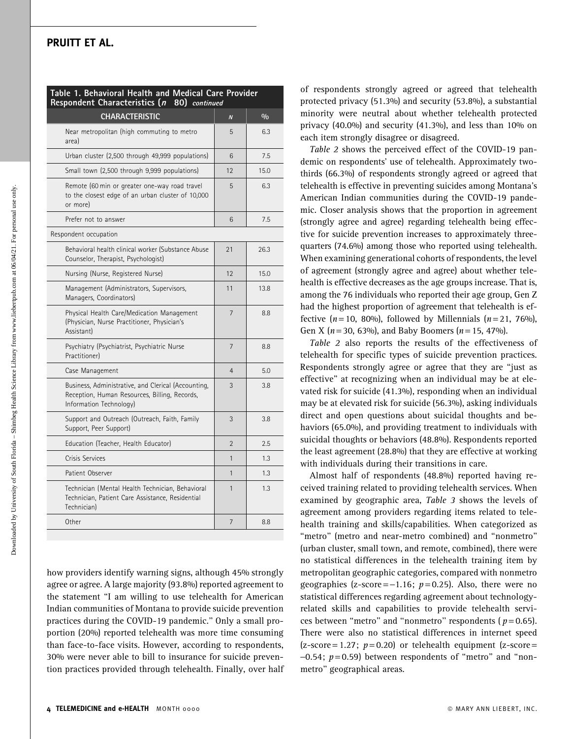**Table 1. Behavioral Health and Medical Care Provider Respondent Characteristics ($n$ 80) *continued***

| CHARACTERISTIC | $N$ | % |
|---|---|---|
| Near metropolitan (high commuting to metro area) | 5 | 6.3 |
| Urban cluster (2,500 through 49,999 populations) | 6 | 7.5 |
| Small town (2,500 through 9,999 populations) | 12 | 15.0 |
| Remote (60 min or greater one-way road travel to the closest edge of an urban cluster of 10,000 or more) | 5 | 6.3 |
| Prefer not to answer | 6 | 7.5 |
| Respondent occupation | | |
| Behavioral health clinical worker (Substance Abuse Counselor, Therapist, Psychologist) | 21 | 26.3 |
| Nursing (Nurse, Registered Nurse) | 12 | 15.0 |
| Management (Administrators, Supervisors, Managers, Coordinators) | 11 | 13.8 |
| Physical Health Care/Medication Management (Physician, Nurse Practitioner, Physician's Assistant) | 7 | 8.8 |
| Psychiatry (Psychiatrist, Psychiatric Nurse Practitioner) | 7 | 8.8 |
| Case Management | 4 | 5.0 |
| Business, Administrative, and Clerical (Accounting, Reception, Human Resources, Billing, Records, Information Technology) | 3 | 3.8 |
| Support and Outreach (Outreach, Faith, Family Support, Peer Support) | 3 | 3.8 |
| Education (Teacher, Health Educator) | 2 | 2.5 |
| Crisis Services | 1 | 1.3 |
| Patient Observer | 1 | 1.3 |
| Technician (Mental Health Technician, Behavioral Technician, Patient Care Assistance, Residential Technician) | 1 | 1.3 |
| Other | 7 | 8.8 |

how providers identify warning signs, although 45% strongly agree or agree. A large majority (93.8%) reported agreement to the statement "I am willing to use telehealth for American Indian communities of Montana to provide suicide prevention practices during the COVID-19 pandemic." Only a small proportion (20%) reported telehealth was more time consuming than face-to-face visits. However, according to respondents, 30% were never able to bill to insurance for suicide prevention practices provided through telehealth. Finally, over half of respondents strongly agreed or agreed that telehealth protected privacy (51.3%) and security (53.8%), a substantial minority were neutral about whether telehealth protected privacy (40.0%) and security (41.3%), and less than 10% on each item strongly disagree or disagreed.

*Table 2* shows the perceived effect of the COVID-19 pandemic on respondents' use of telehealth. Approximately two-thirds (66.3%) of respondents strongly agreed or agreed that telehealth is effective in preventing suicides among Montana's American Indian communities during the COVID-19 pandemic. Closer analysis shows that the proportion in agreement (strongly agree and agree) regarding telehealth being effective for suicide prevention increases to approximately three-quarters (74.6%) among those who reported using telehealth. When examining generational cohorts of respondents, the level of agreement (strongly agree and agree) about whether telehealth is effective decreases as the age groups increase. That is, among the 76 individuals who reported their age group, Gen Z had the highest proportion of agreement that telehealth is effective ($n=10$, 80%), followed by Millennials ($n=21$, 76%), Gen X ($n=30$, 63%), and Baby Boomers ($n=15$, 47%).

*Table 2* also reports the results of the effectiveness of telehealth for specific types of suicide prevention practices. Respondents strongly agree or agree that they are "just as effective" at recognizing when an individual may be at elevated risk for suicide (41.3%), responding when an individual may be at elevated risk for suicide (56.3%), asking individuals direct and open questions about suicidal thoughts and behaviors (65.0%), and providing treatment to individuals with suicidal thoughts or behaviors (48.8%). Respondents reported the least agreement (28.8%) that they are effective at working with individuals during their transitions in care.

Almost half of respondents (48.8%) reported having received training related to providing telehealth services. When examined by geographic area, *Table 3* shows the levels of agreement among providers regarding items related to telehealth training and skills/capabilities. When categorized as "metro" (metro and near-metro combined) and "nonmetro" (urban cluster, small town, and remote, combined), there were no statistical differences in the telehealth training item by metropolitan geographic categories, compared with nonmetro geographies (z-score $=-1.16$; $p=0.25$). Also, there were no statistical differences regarding agreement about technology-related skills and capabilities to provide telehealth services between "metro" and "nonmetro" respondents ($p=0.65$). There were also no statistical differences in internet speed (z-score $=1.27$; $p=0.20$) or telehealth equipment (z-score $=-0.54$; $p=0.59$) between respondents of "metro" and "nonmetro" geographical areas.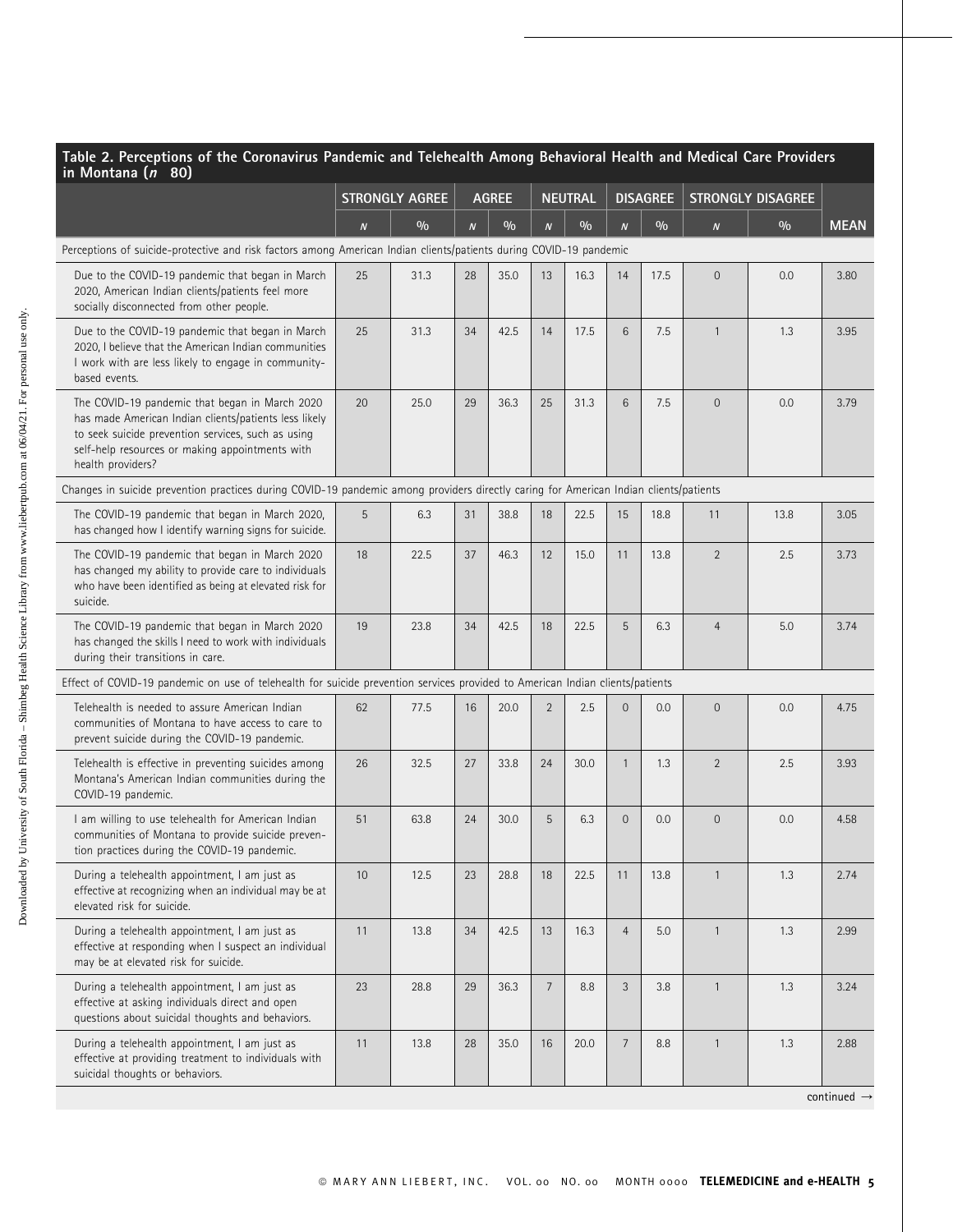**Table 2. Perceptions of the Coronavirus Pandemic and Telehealth Among Behavioral Health and Medical Care Providers in Montana (*n* = 80)**

| | STRONGLY AGREE | | AGREE | | NEUTRAL | | DISAGREE | | STRONGLY DISAGREE | | |
|---|---|---|---|---|---|---|---|---|---|---|---|
| | *N* | % | *N* | % | *N* | % | *N* | % | *N* | % | MEAN |
| Perceptions of suicide-protective and risk factors among American Indian clients/patients during COVID-19 pandemic | | | | | | | | | | | |
| Due to the COVID-19 pandemic that began in March 2020, American Indian clients/patients feel more socially disconnected from other people. | 25 | 31.3 | 28 | 35.0 | 13 | 16.3 | 14 | 17.5 | 0 | 0.0 | 3.80 |
| Due to the COVID-19 pandemic that began in March 2020, I believe that the American Indian communities I work with are less likely to engage in community-based events. | 25 | 31.3 | 34 | 42.5 | 14 | 17.5 | 6 | 7.5 | 1 | 1.3 | 3.95 |
| The COVID-19 pandemic that began in March 2020 has made American Indian clients/patients less likely to seek suicide prevention services, such as using self-help resources or making appointments with health providers? | 20 | 25.0 | 29 | 36.3 | 25 | 31.3 | 6 | 7.5 | 0 | 0.0 | 3.79 |
| Changes in suicide prevention practices during COVID-19 pandemic among providers directly caring for American Indian clients/patients | | | | | | | | | | | |
| The COVID-19 pandemic that began in March 2020, has changed how I identify warning signs for suicide. | 5 | 6.3 | 31 | 38.8 | 18 | 22.5 | 15 | 18.8 | 11 | 13.8 | 3.05 |
| The COVID-19 pandemic that began in March 2020 has changed my ability to provide care to individuals who have been identified as being at elevated risk for suicide. | 18 | 22.5 | 37 | 46.3 | 12 | 15.0 | 11 | 13.8 | 2 | 2.5 | 3.73 |
| The COVID-19 pandemic that began in March 2020 has changed the skills I need to work with individuals during their transitions in care. | 19 | 23.8 | 34 | 42.5 | 18 | 22.5 | 5 | 6.3 | 4 | 5.0 | 3.74 |
| Effect of COVID-19 pandemic on use of telehealth for suicide prevention services provided to American Indian clients/patients | | | | | | | | | | | |
| Telehealth is needed to assure American Indian communities of Montana to have access to care to prevent suicide during the COVID-19 pandemic. | 62 | 77.5 | 16 | 20.0 | 2 | 2.5 | 0 | 0.0 | 0 | 0.0 | 4.75 |
| Telehealth is effective in preventing suicides among Montana's American Indian communities during the COVID-19 pandemic. | 26 | 32.5 | 27 | 33.8 | 24 | 30.0 | 1 | 1.3 | 2 | 2.5 | 3.93 |
| I am willing to use telehealth for American Indian communities of Montana to provide suicide prevention practices during the COVID-19 pandemic. | 51 | 63.8 | 24 | 30.0 | 5 | 6.3 | 0 | 0.0 | 0 | 0.0 | 4.58 |
| During a telehealth appointment, I am just as effective at recognizing when an individual may be at elevated risk for suicide. | 10 | 12.5 | 23 | 28.8 | 18 | 22.5 | 11 | 13.8 | 1 | 1.3 | 2.74 |
| During a telehealth appointment, I am just as effective at responding when I suspect an individual may be at elevated risk for suicide. | 11 | 13.8 | 34 | 42.5 | 13 | 16.3 | 4 | 5.0 | 1 | 1.3 | 2.99 |
| During a telehealth appointment, I am just as effective at asking individuals direct and open questions about suicidal thoughts and behaviors. | 23 | 28.8 | 29 | 36.3 | 7 | 8.8 | 3 | 3.8 | 1 | 1.3 | 3.24 |
| During a telehealth appointment, I am just as effective at providing treatment to individuals with suicidal thoughts or behaviors. | 11 | 13.8 | 28 | 35.0 | 16 | 20.0 | 7 | 8.8 | 1 | 1.3 | 2.88 |

continued →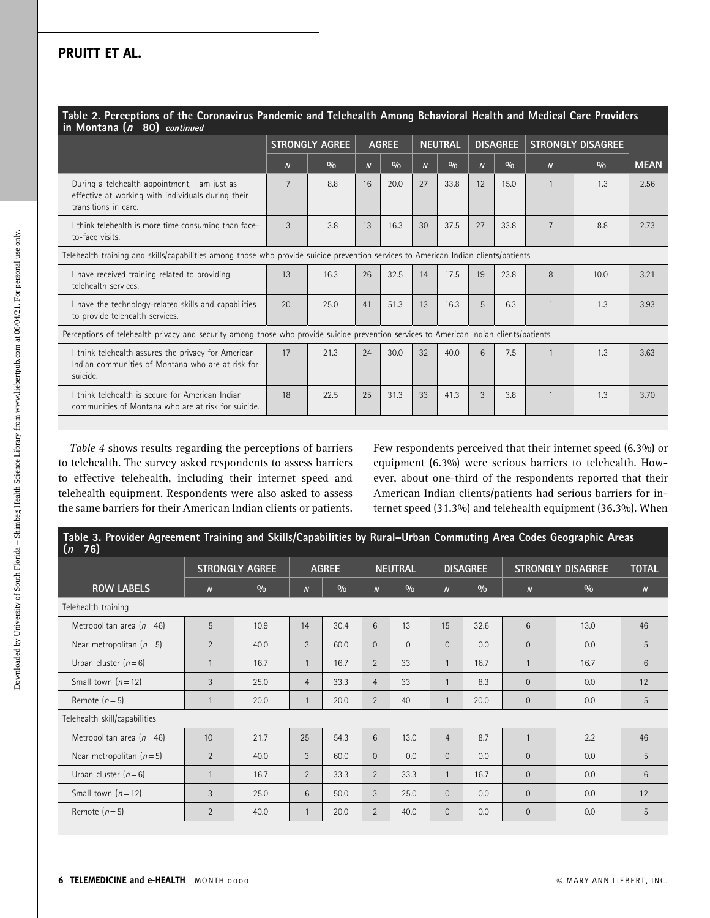**Table 2. Perceptions of the Coronavirus Pandemic and Telehealth Among Behavioral Health and Medical Care Providers in Montana (n 80) continued**

| | STRONGLY AGREE | | AGREE | | NEUTRAL | | DISAGREE | | STRONGLY DISAGREE | | |
|---|---|---|---|---|---|---|---|---|---|---|---|
| | N | % | N | % | N | % | N | % | N | % | MEAN |
| During a telehealth appointment, I am just as effective at working with individuals during their transitions in care. | 7 | 8.8 | 16 | 20.0 | 27 | 33.8 | 12 | 15.0 | 1 | 1.3 | 2.56 |
| I think telehealth is more time consuming than face-to-face visits. | 3 | 3.8 | 13 | 16.3 | 30 | 37.5 | 27 | 33.8 | 7 | 8.8 | 2.73 |
| Telehealth training and skills/capabilities among those who provide suicide prevention services to American Indian clients/patients | | | | | | | | | | | |
| I have received training related to providing telehealth services. | 13 | 16.3 | 26 | 32.5 | 14 | 17.5 | 19 | 23.8 | 8 | 10.0 | 3.21 |
| I have the technology-related skills and capabilities to provide telehealth services. | 20 | 25.0 | 41 | 51.3 | 13 | 16.3 | 5 | 6.3 | 1 | 1.3 | 3.93 |
| Perceptions of telehealth privacy and security among those who provide suicide prevention services to American Indian clients/patients | | | | | | | | | | | |
| I think telehealth assures the privacy for American Indian communities of Montana who are at risk for suicide. | 17 | 21.3 | 24 | 30.0 | 32 | 40.0 | 6 | 7.5 | 1 | 1.3 | 3.63 |
| I think telehealth is secure for American Indian communities of Montana who are at risk for suicide. | 18 | 22.5 | 25 | 31.3 | 33 | 41.3 | 3 | 3.8 | 1 | 1.3 | 3.70 |

*Table 4* shows results regarding the perceptions of barriers to telehealth. The survey asked respondents to assess barriers to effective telehealth, including their internet speed and telehealth equipment. Respondents were also asked to assess the same barriers for their American Indian clients or patients. Few respondents perceived that their internet speed (6.3%) or equipment (6.3%) were serious barriers to telehealth. However, about one-third of the respondents reported that their American Indian clients/patients had serious barriers for internet speed (31.3%) and telehealth equipment (36.3%). When

**Table 3. Provider Agreement Training and Skills/Capabilities by Rural–Urban Commuting Area Codes Geographic Areas (n 76)**

| | STRONGLY AGREE | | AGREE | | NEUTRAL | | DISAGREE | | STRONGLY DISAGREE | | TOTAL |
|---|---|---|---|---|---|---|---|---|---|---|---|
| ROW LABELS | N | % | N | % | N | % | N | % | N | % | N |
| Telehealth training | | | | | | | | | | | |
| Metropolitan area (n=46) | 5 | 10.9 | 14 | 30.4 | 6 | 13 | 15 | 32.6 | 6 | 13.0 | 46 |
| Near metropolitan (n=5) | 2 | 40.0 | 3 | 60.0 | 0 | 0 | 0 | 0.0 | 0 | 0.0 | 5 |
| Urban cluster (n=6) | 1 | 16.7 | 1 | 16.7 | 2 | 33 | 1 | 16.7 | 1 | 16.7 | 6 |
| Small town (n=12) | 3 | 25.0 | 4 | 33.3 | 4 | 33 | 1 | 8.3 | 0 | 0.0 | 12 |
| Remote (n=5) | 1 | 20.0 | 1 | 20.0 | 2 | 40 | 1 | 20.0 | 0 | 0.0 | 5 |
| Telehealth skill/capabilities | | | | | | | | | | | |
| Metropolitan area (n=46) | 10 | 21.7 | 25 | 54.3 | 6 | 13.0 | 4 | 8.7 | 1 | 2.2 | 46 |
| Near metropolitan (n=5) | 2 | 40.0 | 3 | 60.0 | 0 | 0.0 | 0 | 0.0 | 0 | 0.0 | 5 |
| Urban cluster (n=6) | 1 | 16.7 | 2 | 33.3 | 2 | 33.3 | 1 | 16.7 | 0 | 0.0 | 6 |
| Small town (n=12) | 3 | 25.0 | 6 | 50.0 | 3 | 25.0 | 0 | 0.0 | 0 | 0.0 | 12 |
| Remote (n=5) | 2 | 40.0 | 1 | 20.0 | 2 | 40.0 | 0 | 0.0 | 0 | 0.0 | 5 |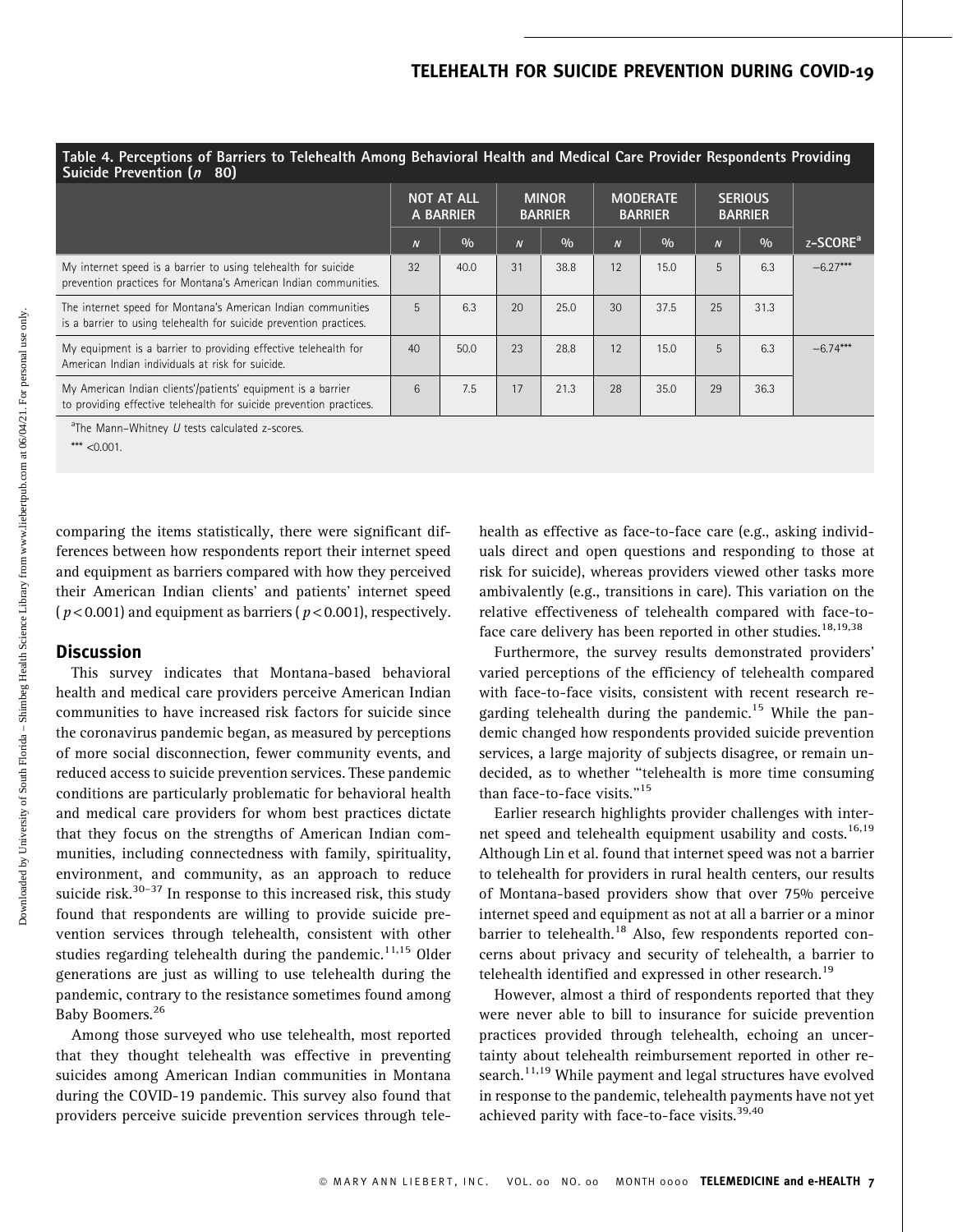**Table 4. Perceptions of Barriers to Telehealth Among Behavioral Health and Medical Care Provider Respondents Providing Suicide Prevention ($n$ 80)**

| | NOT AT ALL A BARRIER | | MINOR BARRIER | | MODERATE BARRIER | | SERIOUS BARRIER | | |
|---|---|---|---|---|---|---|---|---|---|
| | $N$ | % | $N$ | % | $N$ | % | $N$ | % | z-SCORE[a] |
| My internet speed is a barrier to using telehealth for suicide prevention practices for Montana's American Indian communities. | 32 | 40.0 | 31 | 38.8 | 12 | 15.0 | 5 | 6.3 | −6.27*** |
| The internet speed for Montana's American Indian communities is a barrier to using telehealth for suicide prevention practices. | 5 | 6.3 | 20 | 25.0 | 30 | 37.5 | 25 | 31.3 | |
| My equipment is a barrier to providing effective telehealth for American Indian individuals at risk for suicide. | 40 | 50.0 | 23 | 28.8 | 12 | 15.0 | 5 | 6.3 | −6.74*** |
| My American Indian clients'/patients' equipment is a barrier to providing effective telehealth for suicide prevention practices. | 6 | 7.5 | 17 | 21.3 | 28 | 35.0 | 29 | 36.3 | |

[a]The Mann–Whitney $U$ tests calculated z-scores.

*** <0.001.

comparing the items statistically, there were significant differences between how respondents report their internet speed and equipment as barriers compared with how they perceived their American Indian clients' and patients' internet speed ($p < 0.001$) and equipment as barriers ($p < 0.001$), respectively.

## Discussion

This survey indicates that Montana-based behavioral health and medical care providers perceive American Indian communities to have increased risk factors for suicide since the coronavirus pandemic began, as measured by perceptions of more social disconnection, fewer community events, and reduced access to suicide prevention services. These pandemic conditions are particularly problematic for behavioral health and medical care providers for whom best practices dictate that they focus on the strengths of American Indian communities, including connectedness with family, spirituality, environment, and community, as an approach to reduce suicide risk.[30–37] In response to this increased risk, this study found that respondents are willing to provide suicide prevention services through telehealth, consistent with other studies regarding telehealth during the pandemic.[11,15] Older generations are just as willing to use telehealth during the pandemic, contrary to the resistance sometimes found among Baby Boomers.[26]

Among those surveyed who use telehealth, most reported that they thought telehealth was effective in preventing suicides among American Indian communities in Montana during the COVID-19 pandemic. This survey also found that providers perceive suicide prevention services through telehealth as effective as face-to-face care (e.g., asking individuals direct and open questions and responding to those at risk for suicide), whereas providers viewed other tasks more ambivalently (e.g., transitions in care). This variation on the relative effectiveness of telehealth compared with face-to-face care delivery has been reported in other studies.[18,19,38]

Furthermore, the survey results demonstrated providers' varied perceptions of the efficiency of telehealth compared with face-to-face visits, consistent with recent research regarding telehealth during the pandemic.[15] While the pandemic changed how respondents provided suicide prevention services, a large majority of subjects disagree, or remain undecided, as to whether "telehealth is more time consuming than face-to-face visits."[15]

Earlier research highlights provider challenges with internet speed and telehealth equipment usability and costs.[16,19] Although Lin et al. found that internet speed was not a barrier to telehealth for providers in rural health centers, our results of Montana-based providers show that over 75% perceive internet speed and equipment as not at all a barrier or a minor barrier to telehealth.[18] Also, few respondents reported concerns about privacy and security of telehealth, a barrier to telehealth identified and expressed in other research.[19]

However, almost a third of respondents reported that they were never able to bill to insurance for suicide prevention practices provided through telehealth, echoing an uncertainty about telehealth reimbursement reported in other research.[11,19] While payment and legal structures have evolved in response to the pandemic, telehealth payments have not yet achieved parity with face-to-face visits.[39,40]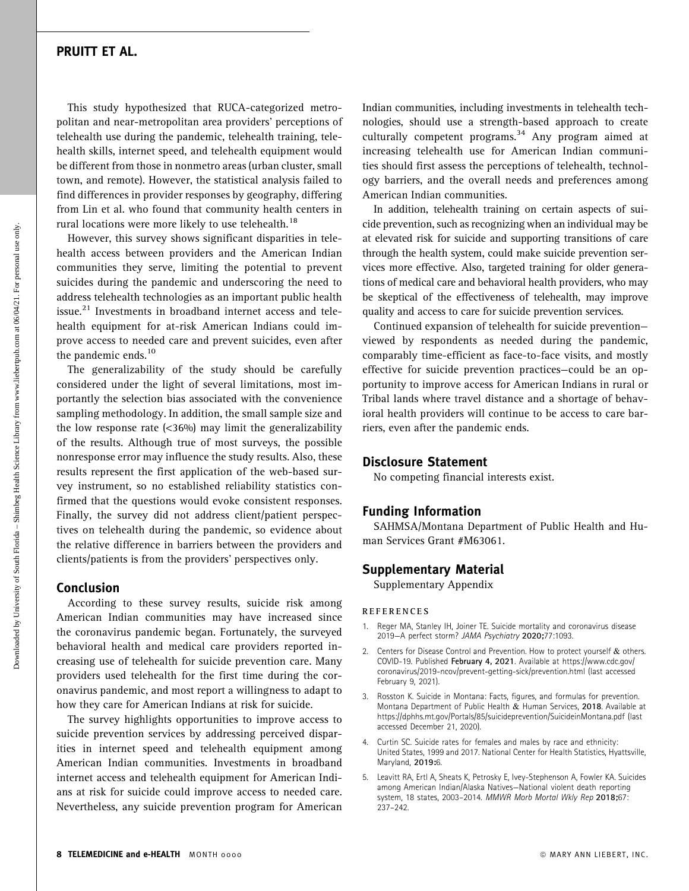This study hypothesized that RUCA-categorized metropolitan and near-metropolitan area providers' perceptions of telehealth use during the pandemic, telehealth training, telehealth skills, internet speed, and telehealth equipment would be different from those in nonmetro areas (urban cluster, small town, and remote). However, the statistical analysis failed to find differences in provider responses by geography, differing from Lin et al. who found that community health centers in rural locations were more likely to use telehealth.[18]

However, this survey shows significant disparities in telehealth access between providers and the American Indian communities they serve, limiting the potential to prevent suicides during the pandemic and underscoring the need to address telehealth technologies as an important public health issue.[21] Investments in broadband internet access and telehealth equipment for at-risk American Indians could improve access to needed care and prevent suicides, even after the pandemic ends.[10]

The generalizability of the study should be carefully considered under the light of several limitations, most importantly the selection bias associated with the convenience sampling methodology. In addition, the small sample size and the low response rate (<36%) may limit the generalizability of the results. Although true of most surveys, the possible nonresponse error may influence the study results. Also, these results represent the first application of the web-based survey instrument, so no established reliability statistics confirmed that the questions would evoke consistent responses. Finally, the survey did not address client/patient perspectives on telehealth during the pandemic, so evidence about the relative difference in barriers between the providers and clients/patients is from the providers' perspectives only.

## Conclusion

According to these survey results, suicide risk among American Indian communities may have increased since the coronavirus pandemic began. Fortunately, the surveyed behavioral health and medical care providers reported increasing use of telehealth for suicide prevention care. Many providers used telehealth for the first time during the coronavirus pandemic, and most report a willingness to adapt to how they care for American Indians at risk for suicide.

The survey highlights opportunities to improve access to suicide prevention services by addressing perceived disparities in internet speed and telehealth equipment among American Indian communities. Investments in broadband internet access and telehealth equipment for American Indians at risk for suicide could improve access to needed care. Nevertheless, any suicide prevention program for American Indian communities, including investments in telehealth technologies, should use a strength-based approach to create culturally competent programs.[34] Any program aimed at increasing telehealth use for American Indian communities should first assess the perceptions of telehealth, technology barriers, and the overall needs and preferences among American Indian communities.

In addition, telehealth training on certain aspects of suicide prevention, such as recognizing when an individual may be at elevated risk for suicide and supporting transitions of care through the health system, could make suicide prevention services more effective. Also, targeted training for older generations of medical care and behavioral health providers, who may be skeptical of the effectiveness of telehealth, may improve quality and access to care for suicide prevention services.

Continued expansion of telehealth for suicide prevention—viewed by respondents as needed during the pandemic, comparably time-efficient as face-to-face visits, and mostly effective for suicide prevention practices—could be an opportunity to improve access for American Indians in rural or Tribal lands where travel distance and a shortage of behavioral health providers will continue to be access to care barriers, even after the pandemic ends.

## Disclosure Statement

No competing financial interests exist.

## Funding Information

SAHMSA/Montana Department of Public Health and Human Services Grant #M63061.

## Supplementary Material

Supplementary Appendix

### REFERENCES

1. Reger MA, Stanley IH, Joiner TE. Suicide mortality and coronavirus disease 2019—A perfect storm? *JAMA Psychiatry* **2020;**77:1093.
2. Centers for Disease Control and Prevention. How to protect yourself & others. COVID-19. Published **February 4, 2021**. Available at https://www.cdc.gov/coronavirus/2019-ncov/prevent-getting-sick/prevention.html (last accessed February 9, 2021).
3. Rosston K. Suicide in Montana: Facts, figures, and formulas for prevention. Montana Department of Public Health & Human Services, **2018**. Available at https://dphhs.mt.gov/Portals/85/suicideprevention/SuicideinMontana.pdf (last accessed December 21, 2020).
4. Curtin SC. Suicide rates for females and males by race and ethnicity: United States, 1999 and 2017. National Center for Health Statistics, Hyattsville, Maryland, **2019:**6.
5. Leavitt RA, Ertl A, Sheats K, Petrosky E, Ivey-Stephenson A, Fowler KA. Suicides among American Indian/Alaska Natives—National violent death reporting system, 18 states, 2003–2014. *MMWR Morb Mortal Wkly Rep* **2018;**67: 237–242.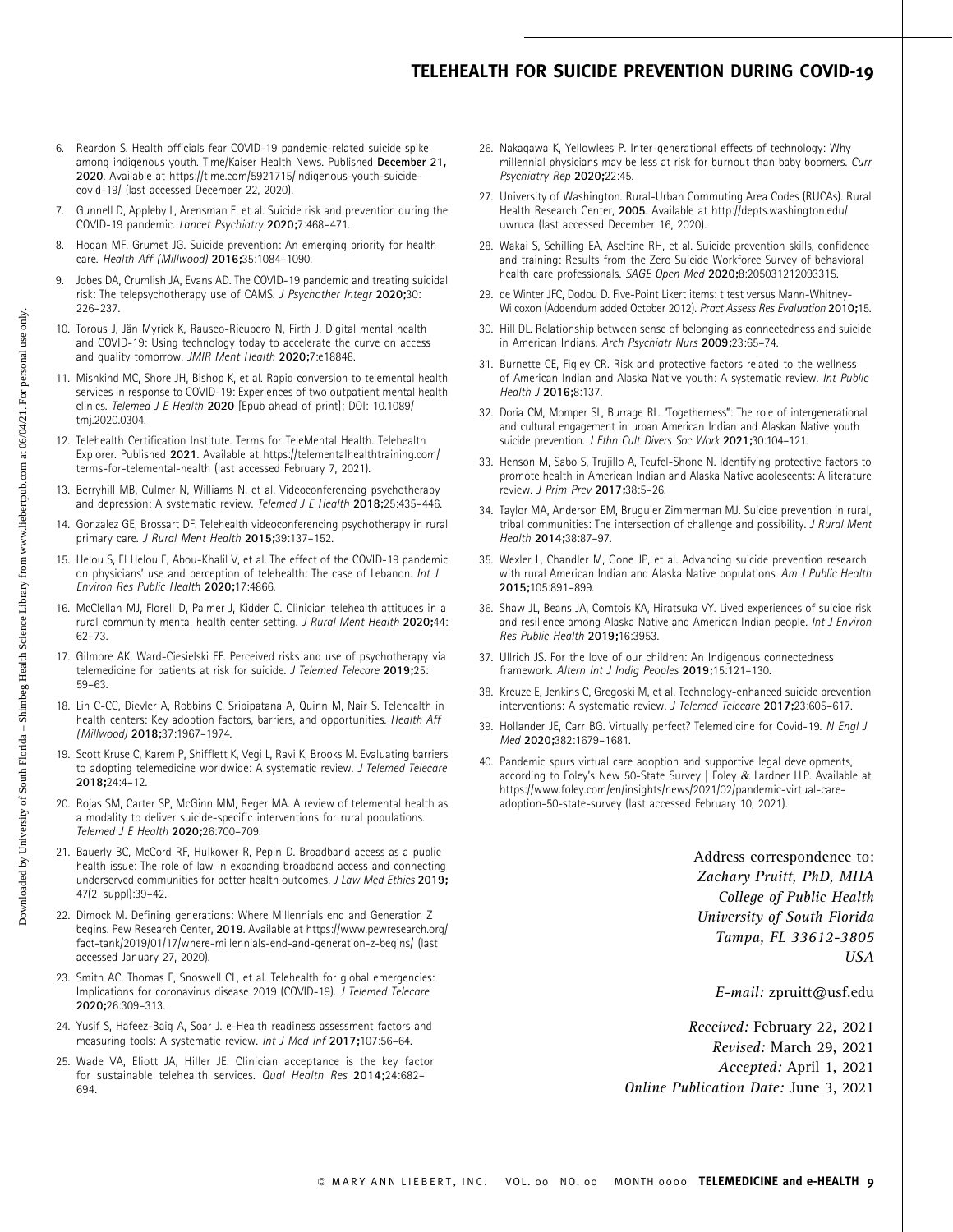6. Reardon S. Health officials fear COVID-19 pandemic-related suicide spike among indigenous youth. Time/Kaiser Health News. Published **December 21, 2020**. Available at https://time.com/5921715/indigenous-youth-suicide-covid-19/ (last accessed December 22, 2020).

7. Gunnell D, Appleby L, Arensman E, et al. Suicide risk and prevention during the COVID-19 pandemic. *Lancet Psychiatry* **2020;**7:468–471.

8. Hogan MF, Grumet JG. Suicide prevention: An emerging priority for health care. *Health Aff (Millwood)* **2016;**35:1084–1090.

9. Jobes DA, Crumlish JA, Evans AD. The COVID-19 pandemic and treating suicidal risk: The telepsychotherapy use of CAMS. *J Psychother Integr* **2020;**30: 226–237.

10. Torous J, Jän Myrick K, Rauseo-Ricupero N, Firth J. Digital mental health and COVID-19: Using technology today to accelerate the curve on access and quality tomorrow. *JMIR Ment Health* **2020;**7:e18848.

11. Mishkind MC, Shore JH, Bishop K, et al. Rapid conversion to telemental health services in response to COVID-19: Experiences of two outpatient mental health clinics. *Telemed J E Health* **2020** [Epub ahead of print]; DOI: 10.1089/tmj.2020.0304.

12. Telehealth Certification Institute. Terms for TeleMental Health. Telehealth Explorer. Published **2021**. Available at https://telementalhealthtraining.com/terms-for-telemental-health (last accessed February 7, 2021).

13. Berryhill MB, Culmer N, Williams N, et al. Videoconferencing psychotherapy and depression: A systematic review. *Telemed J E Health* **2018;**25:435–446.

14. Gonzalez GE, Brossart DF. Telehealth videoconferencing psychotherapy in rural primary care. *J Rural Ment Health* **2015;**39:137–152.

15. Helou S, El Helou E, Abou-Khalil V, et al. The effect of the COVID-19 pandemic on physicians' use and perception of telehealth: The case of Lebanon. *Int J Environ Res Public Health* **2020;**17:4866.

16. McClellan MJ, Florell D, Palmer J, Kidder C. Clinician telehealth attitudes in a rural community mental health center setting. *J Rural Ment Health* **2020;**44: 62–73.

17. Gilmore AK, Ward-Ciesielski EF. Perceived risks and use of psychotherapy via telemedicine for patients at risk for suicide. *J Telemed Telecare* **2019;**25: 59–63.

18. Lin C-CC, Dievler A, Robbins C, Sripipatana A, Quinn M, Nair S. Telehealth in health centers: Key adoption factors, barriers, and opportunities. *Health Aff (Millwood)* **2018;**37:1967–1974.

19. Scott Kruse C, Karem P, Shifflett K, Vegi L, Ravi K, Brooks M. Evaluating barriers to adopting telemedicine worldwide: A systematic review. *J Telemed Telecare* **2018;**24:4–12.

20. Rojas SM, Carter SP, McGinn MM, Reger MA. A review of telemental health as a modality to deliver suicide-specific interventions for rural populations. *Telemed J E Health* **2020;**26:700–709.

21. Bauerly BC, McCord RF, Hulkower R, Pepin D. Broadband access as a public health issue: The role of law in expanding broadband access and connecting underserved communities for better health outcomes. *J Law Med Ethics* **2019;** 47(2_suppl):39–42.

22. Dimock M. Defining generations: Where Millennials end and Generation Z begins. Pew Research Center, **2019**. Available at https://www.pewresearch.org/fact-tank/2019/01/17/where-millennials-end-and-generation-z-begins/ (last accessed January 27, 2020).

23. Smith AC, Thomas E, Snoswell CL, et al. Telehealth for global emergencies: Implications for coronavirus disease 2019 (COVID-19). *J Telemed Telecare* **2020;**26:309–313.

24. Yusif S, Hafeez-Baig A, Soar J. e-Health readiness assessment factors and measuring tools: A systematic review. *Int J Med Inf* **2017;**107:56–64.

25. Wade VA, Eliott JA, Hiller JE. Clinician acceptance is the key factor for sustainable telehealth services. *Qual Health Res* **2014;**24:682–694.

26. Nakagawa K, Yellowlees P. Inter-generational effects of technology: Why millennial physicians may be less at risk for burnout than baby boomers. *Curr Psychiatry Rep* **2020;**22:45.

27. University of Washington. Rural-Urban Commuting Area Codes (RUCAs). Rural Health Research Center, **2005**. Available at http://depts.washington.edu/uwruca (last accessed December 16, 2020).

28. Wakai S, Schilling EA, Aseltine RH, et al. Suicide prevention skills, confidence and training: Results from the Zero Suicide Workforce Survey of behavioral health care professionals. *SAGE Open Med* **2020;**8:205031212093315.

29. de Winter JFC, Dodou D. Five-Point Likert items: t test versus Mann-Whitney-Wilcoxon (Addendum added October 2012). *Pract Assess Res Evaluation* **2010;**15.

30. Hill DL. Relationship between sense of belonging as connectedness and suicide in American Indians. *Arch Psychiatr Nurs* **2009;**23:65–74.

31. Burnette CE, Figley CR. Risk and protective factors related to the wellness of American Indian and Alaska Native youth: A systematic review. *Int Public Health J* **2016;**8:137.

32. Doria CM, Momper SL, Burrage RL. "Togetherness": The role of intergenerational and cultural engagement in urban American Indian and Alaskan Native youth suicide prevention. *J Ethn Cult Divers Soc Work* **2021;**30:104–121.

33. Henson M, Sabo S, Trujillo A, Teufel-Shone N. Identifying protective factors to promote health in American Indian and Alaska Native adolescents: A literature review. *J Prim Prev* **2017;**38:5–26.

34. Taylor MA, Anderson EM, Bruguier Zimmerman MJ. Suicide prevention in rural, tribal communities: The intersection of challenge and possibility. *J Rural Ment Health* **2014;**38:87–97.

35. Wexler L, Chandler M, Gone JP, et al. Advancing suicide prevention research with rural American Indian and Alaska Native populations. *Am J Public Health* **2015;**105:891–899.

36. Shaw JL, Beans JA, Comtois KA, Hiratsuka VY. Lived experiences of suicide risk and resilience among Alaska Native and American Indian people. *Int J Environ Res Public Health* **2019;**16:3953.

37. Ullrich JS. For the love of our children: An Indigenous connectedness framework. *Altern Int J Indig Peoples* **2019;**15:121–130.

38. Kreuze E, Jenkins C, Gregoski M, et al. Technology-enhanced suicide prevention interventions: A systematic review. *J Telemed Telecare* **2017;**23:605–617.

39. Hollander JE, Carr BG. Virtually perfect? Telemedicine for Covid-19. *N Engl J Med* **2020;**382:1679–1681.

40. Pandemic spurs virtual care adoption and supportive legal developments, according to Foley's New 50-State Survey | Foley & Lardner LLP. Available at https://www.foley.com/en/insights/news/2021/02/pandemic-virtual-care-adoption-50-state-survey (last accessed February 10, 2021).

Address correspondence to:
*Zachary Pruitt, PhD, MHA*
*College of Public Health*
*University of South Florida*
*Tampa, FL 33612-3805*
*USA*

*E-mail:* zpruitt@usf.edu

*Received:* February 22, 2021
*Revised:* March 29, 2021
*Accepted:* April 1, 2021
*Online Publication Date:* June 3, 2021